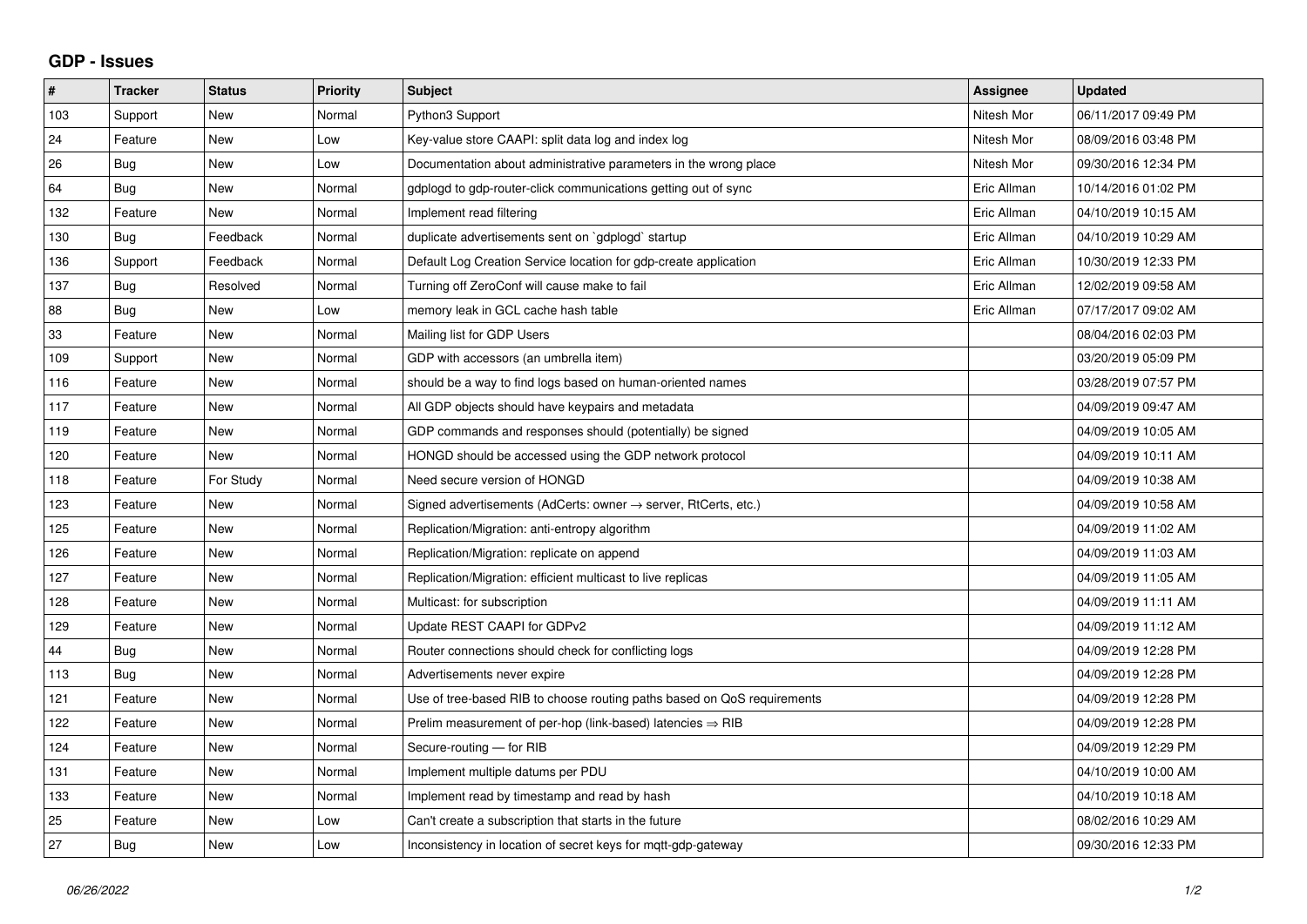## GDP - Issues

| # | Tracker | Status | Priority | Subject | Assignee | Updated |
|---|---|---|---|---|---|---|
| 103 | Support | New | Normal | Python3 Support | Nitesh Mor | 06/11/2017 09:49 PM |
| 24 | Feature | New | Low | Key-value store CAAPI: split data log and index log | Nitesh Mor | 08/09/2016 03:48 PM |
| 26 | Bug | New | Low | Documentation about administrative parameters in the wrong place | Nitesh Mor | 09/30/2016 12:34 PM |
| 64 | Bug | New | Normal | gdplogd to gdp-router-click communications getting out of sync | Eric Allman | 10/14/2016 01:02 PM |
| 132 | Feature | New | Normal | Implement read filtering | Eric Allman | 04/10/2019 10:15 AM |
| 130 | Bug | Feedback | Normal | duplicate advertisements sent on `gdplogd` startup | Eric Allman | 04/10/2019 10:29 AM |
| 136 | Support | Feedback | Normal | Default Log Creation Service location for gdp-create application | Eric Allman | 10/30/2019 12:33 PM |
| 137 | Bug | Resolved | Normal | Turning off ZeroConf will cause make to fail | Eric Allman | 12/02/2019 09:58 AM |
| 88 | Bug | New | Low | memory leak in GCL cache hash table | Eric Allman | 07/17/2017 09:02 AM |
| 33 | Feature | New | Normal | Mailing list for GDP Users | | 08/04/2016 02:03 PM |
| 109 | Support | New | Normal | GDP with accessors (an umbrella item) | | 03/20/2019 05:09 PM |
| 116 | Feature | New | Normal | should be a way to find logs based on human-oriented names | | 03/28/2019 07:57 PM |
| 117 | Feature | New | Normal | All GDP objects should have keypairs and metadata | | 04/09/2019 09:47 AM |
| 119 | Feature | New | Normal | GDP commands and responses should (potentially) be signed | | 04/09/2019 10:05 AM |
| 120 | Feature | New | Normal | HONGD should be accessed using the GDP network protocol | | 04/09/2019 10:11 AM |
| 118 | Feature | For Study | Normal | Need secure version of HONGD | | 04/09/2019 10:38 AM |
| 123 | Feature | New | Normal | Signed advertisements (AdCerts: owner → server, RtCerts, etc.) | | 04/09/2019 10:58 AM |
| 125 | Feature | New | Normal | Replication/Migration: anti-entropy algorithm | | 04/09/2019 11:02 AM |
| 126 | Feature | New | Normal | Replication/Migration: replicate on append | | 04/09/2019 11:03 AM |
| 127 | Feature | New | Normal | Replication/Migration: efficient multicast to live replicas | | 04/09/2019 11:05 AM |
| 128 | Feature | New | Normal | Multicast: for subscription | | 04/09/2019 11:11 AM |
| 129 | Feature | New | Normal | Update REST CAAPI for GDPv2 | | 04/09/2019 11:12 AM |
| 44 | Bug | New | Normal | Router connections should check for conflicting logs | | 04/09/2019 12:28 PM |
| 113 | Bug | New | Normal | Advertisements never expire | | 04/09/2019 12:28 PM |
| 121 | Feature | New | Normal | Use of tree-based RIB to choose routing paths based on QoS requirements | | 04/09/2019 12:28 PM |
| 122 | Feature | New | Normal | Prelim measurement of per-hop (link-based) latencies ⇒ RIB | | 04/09/2019 12:28 PM |
| 124 | Feature | New | Normal | Secure-routing — for RIB | | 04/09/2019 12:29 PM |
| 131 | Feature | New | Normal | Implement multiple datums per PDU | | 04/10/2019 10:00 AM |
| 133 | Feature | New | Normal | Implement read by timestamp and read by hash | | 04/10/2019 10:18 AM |
| 25 | Feature | New | Low | Can't create a subscription that starts in the future | | 08/02/2016 10:29 AM |
| 27 | Bug | New | Low | Inconsistency in location of secret keys for mqtt-gdp-gateway | | 09/30/2016 12:33 PM |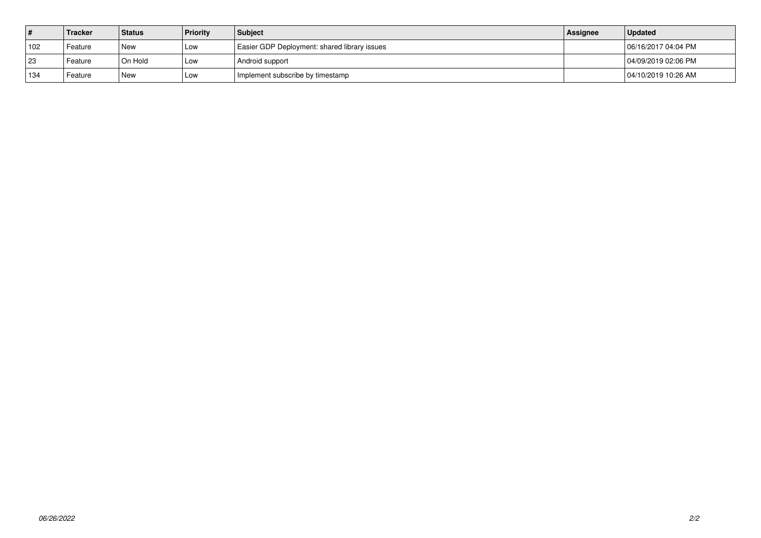| # | Tracker | Status | Priority | Subject | Assignee | Updated |
|---|---|---|---|---|---|---|
| 102 | Feature | New | Low | Easier GDP Deployment: shared library issues | | 06/16/2017 04:04 PM |
| 23 | Feature | On Hold | Low | Android support | | 04/09/2019 02:06 PM |
| 134 | Feature | New | Low | Implement subscribe by timestamp | | 04/10/2019 10:26 AM |